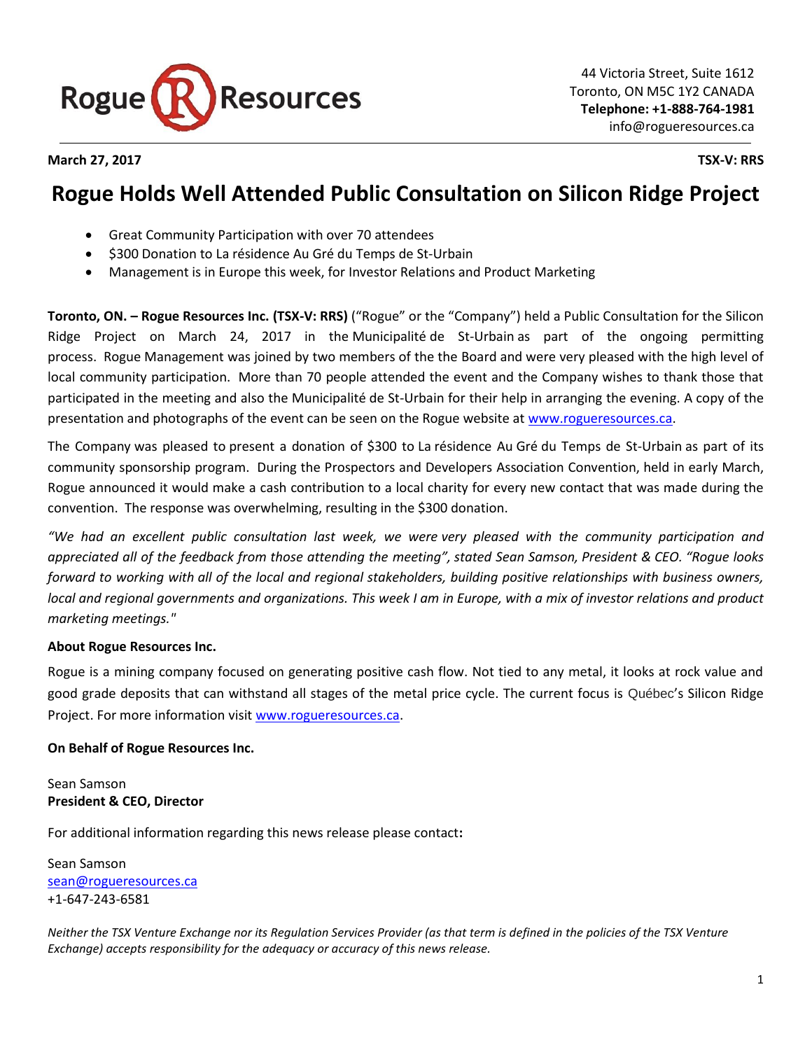Rogue Resources

44 Victoria Street, Suite 1612
Toronto, ON M5C 1Y2 CANADA
**Telephone: +1-888-764-1981**
info@rogueresources.ca

**March 27, 2017** **TSX-V: RRS**

# Rogue Holds Well Attended Public Consultation on Silicon Ridge Project

- Great Community Participation with over 70 attendees
- $300 Donation to La résidence Au Gré du Temps de St-Urbain
- Management is in Europe this week, for Investor Relations and Product Marketing

**Toronto, ON. – Rogue Resources Inc. (TSX-V: RRS)** ("Rogue" or the "Company") held a Public Consultation for the Silicon Ridge Project on March 24, 2017 in the Municipalité de St-Urbain as part of the ongoing permitting process. Rogue Management was joined by two members of the the Board and were very pleased with the high level of local community participation. More than 70 people attended the event and the Company wishes to thank those that participated in the meeting and also the Municipalité de St-Urbain for their help in arranging the evening. A copy of the presentation and photographs of the event can be seen on the Rogue website at www.rogueresources.ca.

The Company was pleased to present a donation of $300 to La résidence Au Gré du Temps de St-Urbain as part of its community sponsorship program. During the Prospectors and Developers Association Convention, held in early March, Rogue announced it would make a cash contribution to a local charity for every new contact that was made during the convention. The response was overwhelming, resulting in the $300 donation.

*"We had an excellent public consultation last week, we were very pleased with the community participation and appreciated all of the feedback from those attending the meeting", stated Sean Samson, President & CEO. "Rogue looks forward to working with all of the local and regional stakeholders, building positive relationships with business owners, local and regional governments and organizations. This week I am in Europe, with a mix of investor relations and product marketing meetings."*

**About Rogue Resources Inc.**

Rogue is a mining company focused on generating positive cash flow. Not tied to any metal, it looks at rock value and good grade deposits that can withstand all stages of the metal price cycle. The current focus is Québec's Silicon Ridge Project. For more information visit www.rogueresources.ca.

**On Behalf of Rogue Resources Inc.**

Sean Samson
**President & CEO, Director**

For additional information regarding this news release please contact**:**

Sean Samson
sean@rogueresources.ca
+1-647-243-6581

*Neither the TSX Venture Exchange nor its Regulation Services Provider (as that term is defined in the policies of the TSX Venture Exchange) accepts responsibility for the adequacy or accuracy of this news release.*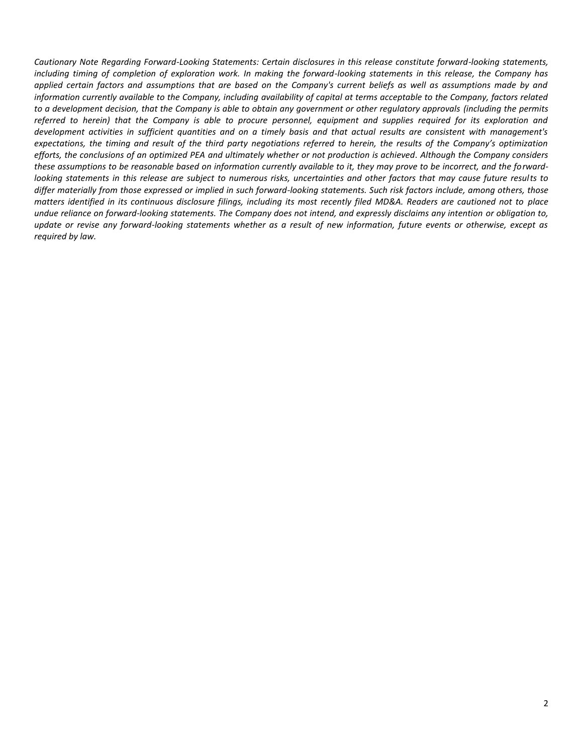*Cautionary Note Regarding Forward-Looking Statements: Certain disclosures in this release constitute forward-looking statements, including timing of completion of exploration work. In making the forward-looking statements in this release, the Company has applied certain factors and assumptions that are based on the Company's current beliefs as well as assumptions made by and information currently available to the Company, including availability of capital at terms acceptable to the Company, factors related to a development decision, that the Company is able to obtain any government or other regulatory approvals (including the permits referred to herein) that the Company is able to procure personnel, equipment and supplies required for its exploration and development activities in sufficient quantities and on a timely basis and that actual results are consistent with management's expectations, the timing and result of the third party negotiations referred to herein, the results of the Company's optimization efforts, the conclusions of an optimized PEA and ultimately whether or not production is achieved. Although the Company considers these assumptions to be reasonable based on information currently available to it, they may prove to be incorrect, and the forward-looking statements in this release are subject to numerous risks, uncertainties and other factors that may cause future results to differ materially from those expressed or implied in such forward-looking statements. Such risk factors include, among others, those matters identified in its continuous disclosure filings, including its most recently filed MD&A. Readers are cautioned not to place undue reliance on forward-looking statements. The Company does not intend, and expressly disclaims any intention or obligation to, update or revise any forward-looking statements whether as a result of new information, future events or otherwise, except as required by law.*